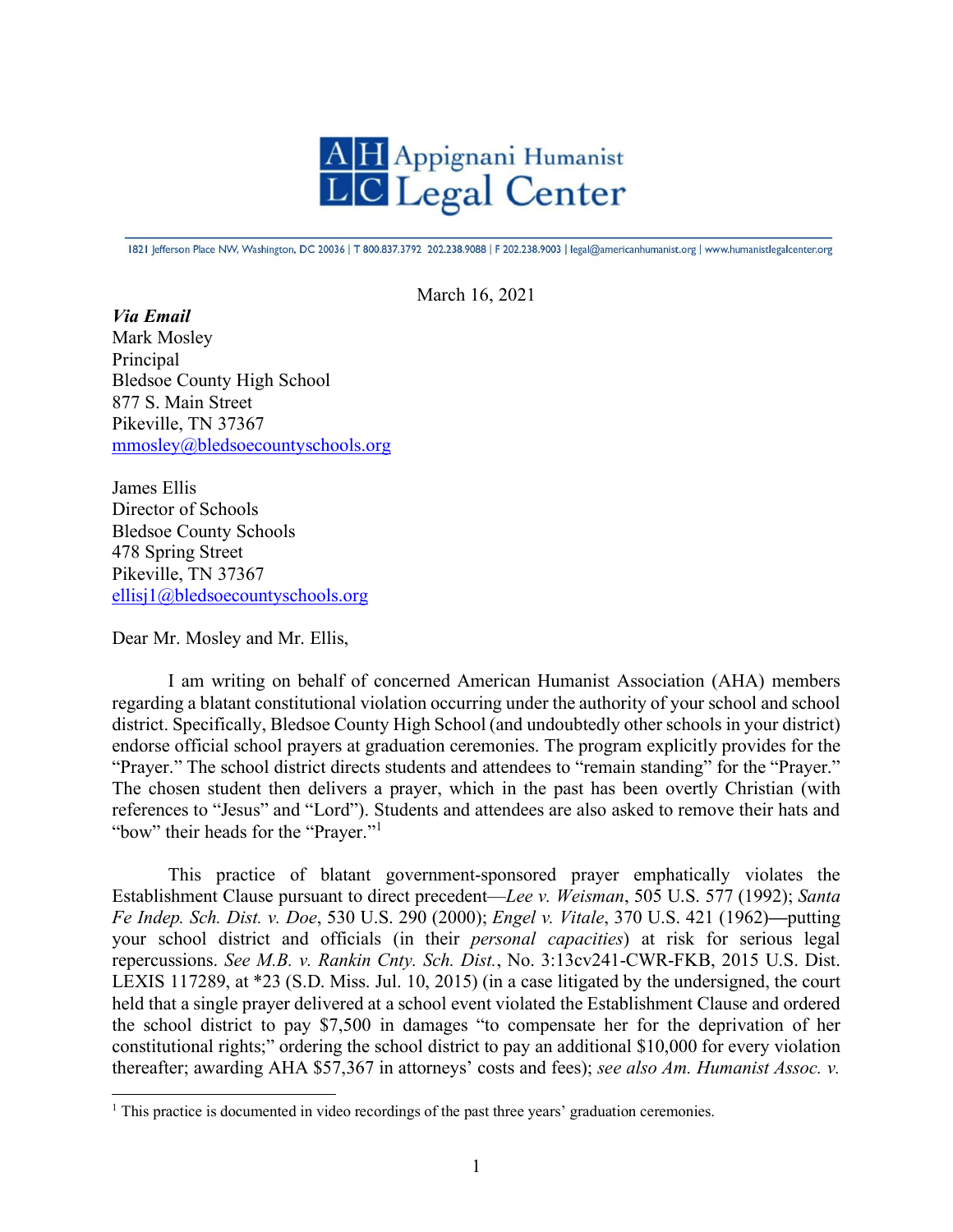# Appignani Humanist Legal Center

1821 Jefferson Place NW, Washington, DC 20036 | T 800.837.3792 202.238.9088 | F 202.238.9003 | legal@americanhumanist.org | www.humanistlegalcenter.org

March 16, 2021

***Via Email***
Mark Mosley
Principal
Bledsoe County High School
877 S. Main Street
Pikeville, TN 37367
mmosley@bledsoecountyschools.org

James Ellis
Director of Schools
Bledsoe County Schools
478 Spring Street
Pikeville, TN 37367
ellisj1@bledsoecountyschools.org

Dear Mr. Mosley and Mr. Ellis,

I am writing on behalf of concerned American Humanist Association (AHA) members regarding a blatant constitutional violation occurring under the authority of your school and school district. Specifically, Bledsoe County High School (and undoubtedly other schools in your district) endorse official school prayers at graduation ceremonies. The program explicitly provides for the "Prayer." The school district directs students and attendees to "remain standing" for the "Prayer." The chosen student then delivers a prayer, which in the past has been overtly Christian (with references to "Jesus" and "Lord"). Students and attendees are also asked to remove their hats and "bow" their heads for the "Prayer."[1]

This practice of blatant government-sponsored prayer emphatically violates the Establishment Clause pursuant to direct precedent—*Lee v. Weisman*, 505 U.S. 577 (1992); *Santa Fe Indep. Sch. Dist. v. Doe*, 530 U.S. 290 (2000); *Engel v. Vitale*, 370 U.S. 421 (1962)—putting your school district and officials (in their *personal capacities*) at risk for serious legal repercussions. *See M.B. v. Rankin Cnty. Sch. Dist.*, No. 3:13cv241-CWR-FKB, 2015 U.S. Dist. LEXIS 117289, at \*23 (S.D. Miss. Jul. 10, 2015) (in a case litigated by the undersigned, the court held that a single prayer delivered at a school event violated the Establishment Clause and ordered the school district to pay $7,500 in damages "to compensate her for the deprivation of her constitutional rights;" ordering the school district to pay an additional $10,000 for every violation thereafter; awarding AHA $57,367 in attorneys' costs and fees); *see also Am. Humanist Assoc. v.*

[1] This practice is documented in video recordings of the past three years' graduation ceremonies.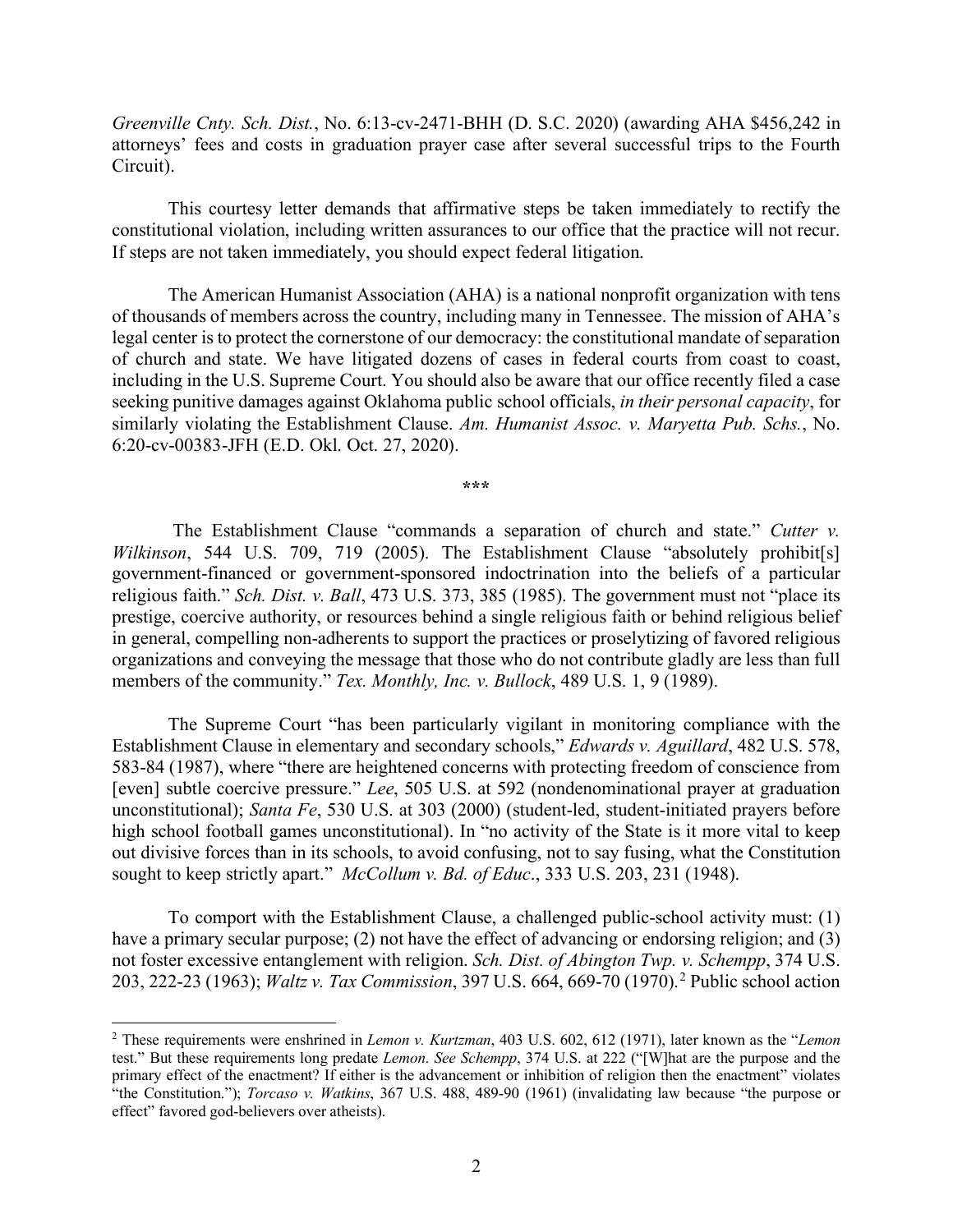*Greenville Cnty. Sch. Dist.*, No. 6:13-cv-2471-BHH (D. S.C. 2020) (awarding AHA $456,242 in attorneys' fees and costs in graduation prayer case after several successful trips to the Fourth Circuit).

This courtesy letter demands that affirmative steps be taken immediately to rectify the constitutional violation, including written assurances to our office that the practice will not recur. If steps are not taken immediately, you should expect federal litigation.

The American Humanist Association (AHA) is a national nonprofit organization with tens of thousands of members across the country, including many in Tennessee. The mission of AHA's legal center is to protect the cornerstone of our democracy: the constitutional mandate of separation of church and state. We have litigated dozens of cases in federal courts from coast to coast, including in the U.S. Supreme Court. You should also be aware that our office recently filed a case seeking punitive damages against Oklahoma public school officials, *in their personal capacity*, for similarly violating the Establishment Clause. *Am. Humanist Assoc. v. Maryetta Pub. Schs.*, No. 6:20-cv-00383-JFH (E.D. Okl. Oct. 27, 2020).

\*\*\*

The Establishment Clause "commands a separation of church and state." *Cutter v. Wilkinson*, 544 U.S. 709, 719 (2005). The Establishment Clause "absolutely prohibit[s] government-financed or government-sponsored indoctrination into the beliefs of a particular religious faith." *Sch. Dist. v. Ball*, 473 U.S. 373, 385 (1985). The government must not "place its prestige, coercive authority, or resources behind a single religious faith or behind religious belief in general, compelling non-adherents to support the practices or proselytizing of favored religious organizations and conveying the message that those who do not contribute gladly are less than full members of the community." *Tex. Monthly, Inc. v. Bullock*, 489 U.S. 1, 9 (1989).

The Supreme Court "has been particularly vigilant in monitoring compliance with the Establishment Clause in elementary and secondary schools," *Edwards v. Aguillard*, 482 U.S. 578, 583-84 (1987), where "there are heightened concerns with protecting freedom of conscience from [even] subtle coercive pressure." *Lee*, 505 U.S. at 592 (nondenominational prayer at graduation unconstitutional); *Santa Fe*, 530 U.S. at 303 (2000) (student-led, student-initiated prayers before high school football games unconstitutional). In "no activity of the State is it more vital to keep out divisive forces than in its schools, to avoid confusing, not to say fusing, what the Constitution sought to keep strictly apart." *McCollum v. Bd. of Educ.*, 333 U.S. 203, 231 (1948).

To comport with the Establishment Clause, a challenged public-school activity must: (1) have a primary secular purpose; (2) not have the effect of advancing or endorsing religion; and (3) not foster excessive entanglement with religion. *Sch. Dist. of Abington Twp. v. Schempp*, 374 U.S. 203, 222-23 (1963); *Waltz v. Tax Commission*, 397 U.S. 664, 669-70 (1970).[2] Public school action

[2] These requirements were enshrined in *Lemon v. Kurtzman*, 403 U.S. 602, 612 (1971), later known as the "*Lemon* test." But these requirements long predate *Lemon*. *See Schempp*, 374 U.S. at 222 ("[W]hat are the purpose and the primary effect of the enactment? If either is the advancement or inhibition of religion then the enactment" violates "the Constitution."); *Torcaso v. Watkins*, 367 U.S. 488, 489-90 (1961) (invalidating law because "the purpose or effect" favored god-believers over atheists).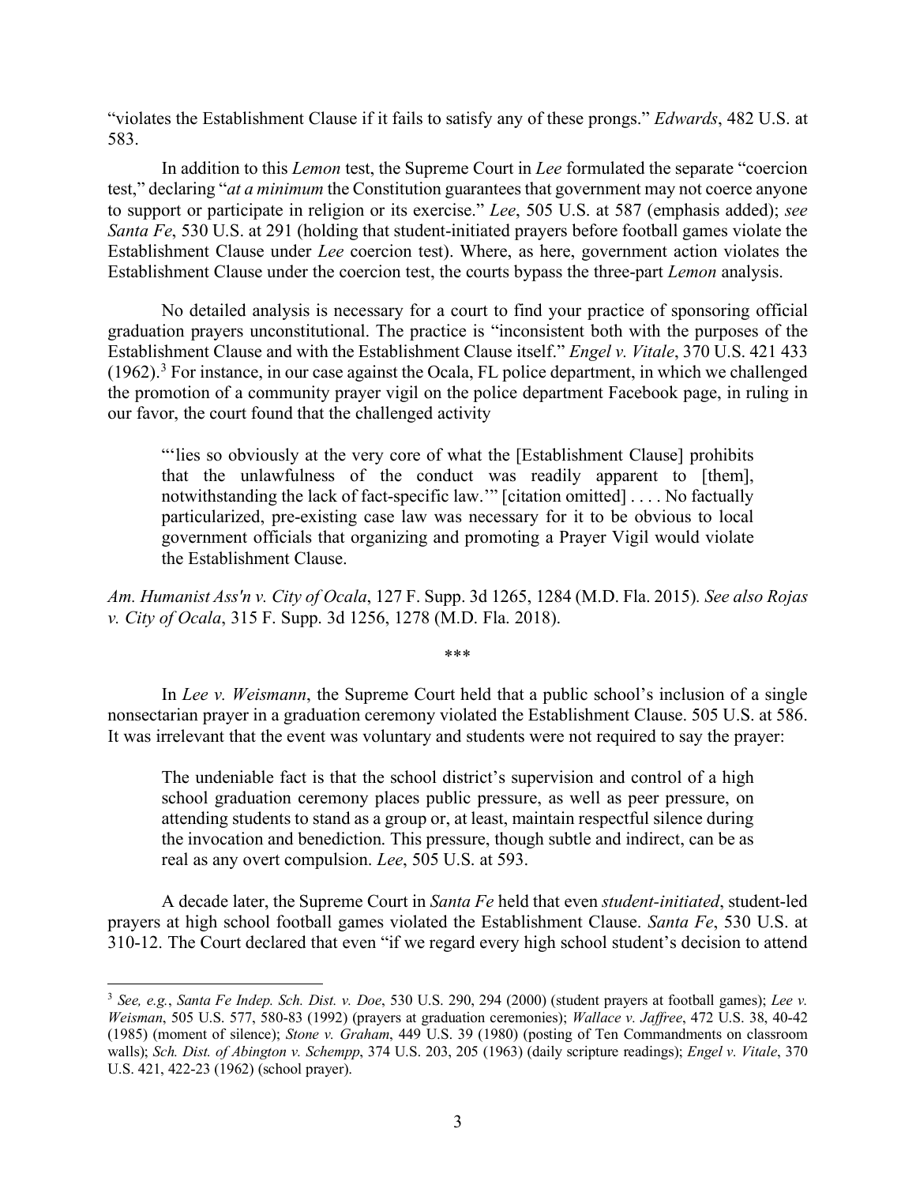"violates the Establishment Clause if it fails to satisfy any of these prongs." *Edwards*, 482 U.S. at 583.

In addition to this *Lemon* test, the Supreme Court in *Lee* formulated the separate "coercion test," declaring "*at a minimum* the Constitution guarantees that government may not coerce anyone to support or participate in religion or its exercise." *Lee*, 505 U.S. at 587 (emphasis added); *see Santa Fe*, 530 U.S. at 291 (holding that student-initiated prayers before football games violate the Establishment Clause under *Lee* coercion test). Where, as here, government action violates the Establishment Clause under the coercion test, the courts bypass the three-part *Lemon* analysis.

No detailed analysis is necessary for a court to find your practice of sponsoring official graduation prayers unconstitutional. The practice is "inconsistent both with the purposes of the Establishment Clause and with the Establishment Clause itself." *Engel v. Vitale*, 370 U.S. 421 433 (1962).[3] For instance, in our case against the Ocala, FL police department, in which we challenged the promotion of a community prayer vigil on the police department Facebook page, in ruling in our favor, the court found that the challenged activity

> "'lies so obviously at the very core of what the [Establishment Clause] prohibits that the unlawfulness of the conduct was readily apparent to [them], notwithstanding the lack of fact-specific law.'" [citation omitted] . . . . No factually particularized, pre-existing case law was necessary for it to be obvious to local government officials that organizing and promoting a Prayer Vigil would violate the Establishment Clause.

*Am. Humanist Ass'n v. City of Ocala*, 127 F. Supp. 3d 1265, 1284 (M.D. Fla. 2015). *See also Rojas v. City of Ocala*, 315 F. Supp. 3d 1256, 1278 (M.D. Fla. 2018).

\*\*\*

In *Lee v. Weismann*, the Supreme Court held that a public school's inclusion of a single nonsectarian prayer in a graduation ceremony violated the Establishment Clause. 505 U.S. at 586. It was irrelevant that the event was voluntary and students were not required to say the prayer:

> The undeniable fact is that the school district's supervision and control of a high school graduation ceremony places public pressure, as well as peer pressure, on attending students to stand as a group or, at least, maintain respectful silence during the invocation and benediction. This pressure, though subtle and indirect, can be as real as any overt compulsion. *Lee*, 505 U.S. at 593.

A decade later, the Supreme Court in *Santa Fe* held that even *student-initiated*, student-led prayers at high school football games violated the Establishment Clause. *Santa Fe*, 530 U.S. at 310-12. The Court declared that even "if we regard every high school student's decision to attend

---

[3] *See, e.g.*, *Santa Fe Indep. Sch. Dist. v. Doe*, 530 U.S. 290, 294 (2000) (student prayers at football games); *Lee v. Weisman*, 505 U.S. 577, 580-83 (1992) (prayers at graduation ceremonies); *Wallace v. Jaffree*, 472 U.S. 38, 40-42 (1985) (moment of silence); *Stone v. Graham*, 449 U.S. 39 (1980) (posting of Ten Commandments on classroom walls); *Sch. Dist. of Abington v. Schempp*, 374 U.S. 203, 205 (1963) (daily scripture readings); *Engel v. Vitale*, 370 U.S. 421, 422-23 (1962) (school prayer).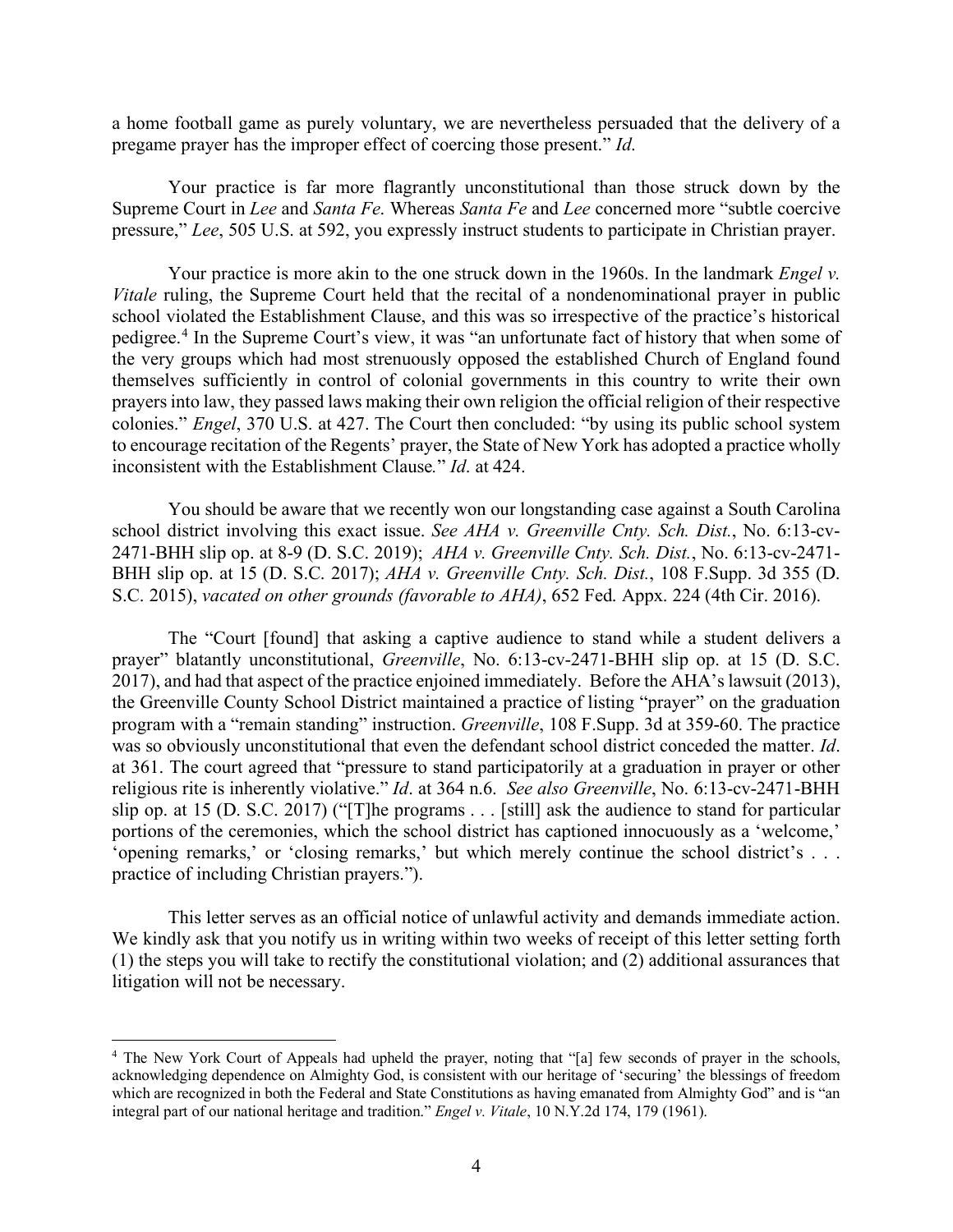a home football game as purely voluntary, we are nevertheless persuaded that the delivery of a pregame prayer has the improper effect of coercing those present." *Id*.

Your practice is far more flagrantly unconstitutional than those struck down by the Supreme Court in *Lee* and *Santa Fe*. Whereas *Santa Fe* and *Lee* concerned more "subtle coercive pressure," *Lee*, 505 U.S. at 592, you expressly instruct students to participate in Christian prayer.

Your practice is more akin to the one struck down in the 1960s. In the landmark *Engel v. Vitale* ruling, the Supreme Court held that the recital of a nondenominational prayer in public school violated the Establishment Clause, and this was so irrespective of the practice's historical pedigree.[4] In the Supreme Court's view, it was "an unfortunate fact of history that when some of the very groups which had most strenuously opposed the established Church of England found themselves sufficiently in control of colonial governments in this country to write their own prayers into law, they passed laws making their own religion the official religion of their respective colonies." *Engel*, 370 U.S. at 427. The Court then concluded: "by using its public school system to encourage recitation of the Regents' prayer, the State of New York has adopted a practice wholly inconsistent with the Establishment Clause*.*" *Id*. at 424.

You should be aware that we recently won our longstanding case against a South Carolina school district involving this exact issue. *See AHA v. Greenville Cnty. Sch. Dist.*, No. 6:13-cv-2471-BHH slip op. at 8-9 (D. S.C. 2019); *AHA v. Greenville Cnty. Sch. Dist.*, No. 6:13-cv-2471-BHH slip op. at 15 (D. S.C. 2017); *AHA v. Greenville Cnty. Sch. Dist.*, 108 F.Supp. 3d 355 (D. S.C. 2015), *vacated on other grounds (favorable to AHA)*, 652 Fed. Appx. 224 (4th Cir. 2016).

The "Court [found] that asking a captive audience to stand while a student delivers a prayer" blatantly unconstitutional, *Greenville*, No. 6:13-cv-2471-BHH slip op. at 15 (D. S.C. 2017), and had that aspect of the practice enjoined immediately. Before the AHA's lawsuit (2013), the Greenville County School District maintained a practice of listing "prayer" on the graduation program with a "remain standing" instruction. *Greenville*, 108 F.Supp. 3d at 359-60. The practice was so obviously unconstitutional that even the defendant school district conceded the matter. *Id*. at 361. The court agreed that "pressure to stand participatorily at a graduation in prayer or other religious rite is inherently violative." *Id*. at 364 n.6. *See also Greenville*, No. 6:13-cv-2471-BHH slip op. at 15 (D. S.C. 2017) ("[T]he programs . . . [still] ask the audience to stand for particular portions of the ceremonies, which the school district has captioned innocuously as a 'welcome,' 'opening remarks,' or 'closing remarks,' but which merely continue the school district's . . . practice of including Christian prayers.").

This letter serves as an official notice of unlawful activity and demands immediate action. We kindly ask that you notify us in writing within two weeks of receipt of this letter setting forth (1) the steps you will take to rectify the constitutional violation; and (2) additional assurances that litigation will not be necessary.

---

[4] The New York Court of Appeals had upheld the prayer, noting that "[a] few seconds of prayer in the schools, acknowledging dependence on Almighty God, is consistent with our heritage of 'securing' the blessings of freedom which are recognized in both the Federal and State Constitutions as having emanated from Almighty God" and is "an integral part of our national heritage and tradition." *Engel v. Vitale*, 10 N.Y.2d 174, 179 (1961).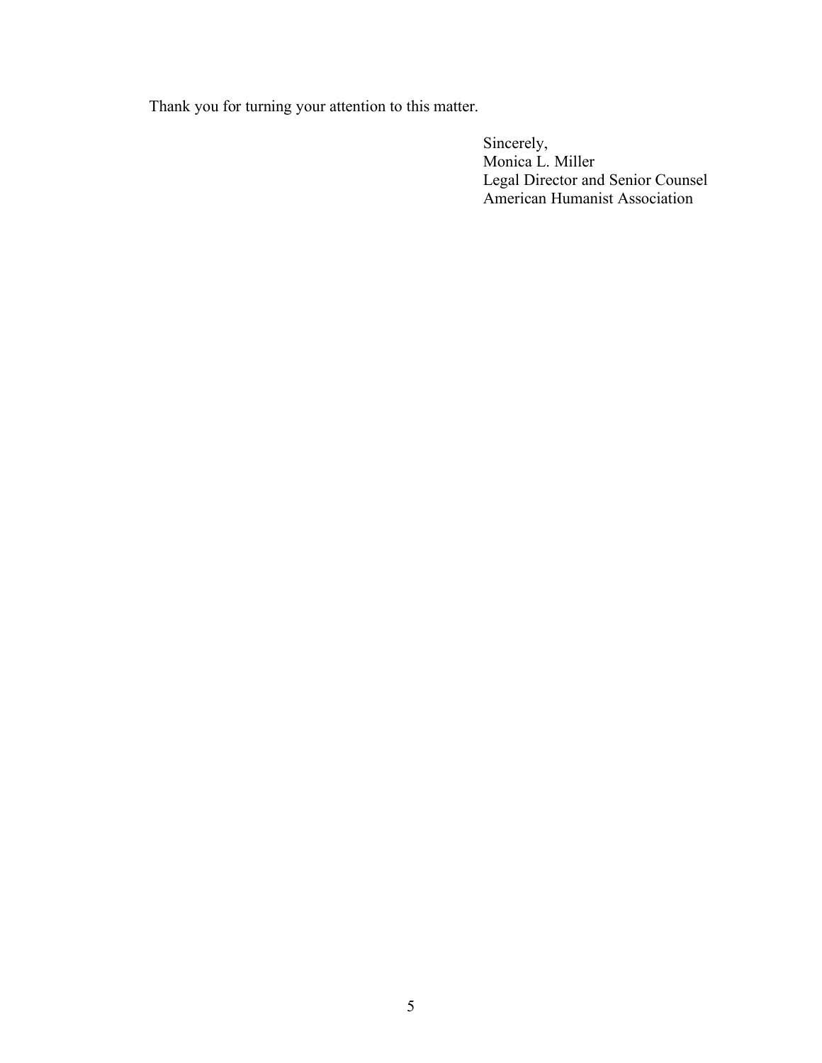Thank you for turning your attention to this matter.

Sincerely,  
Monica L. Miller  
Legal Director and Senior Counsel  
American Humanist Association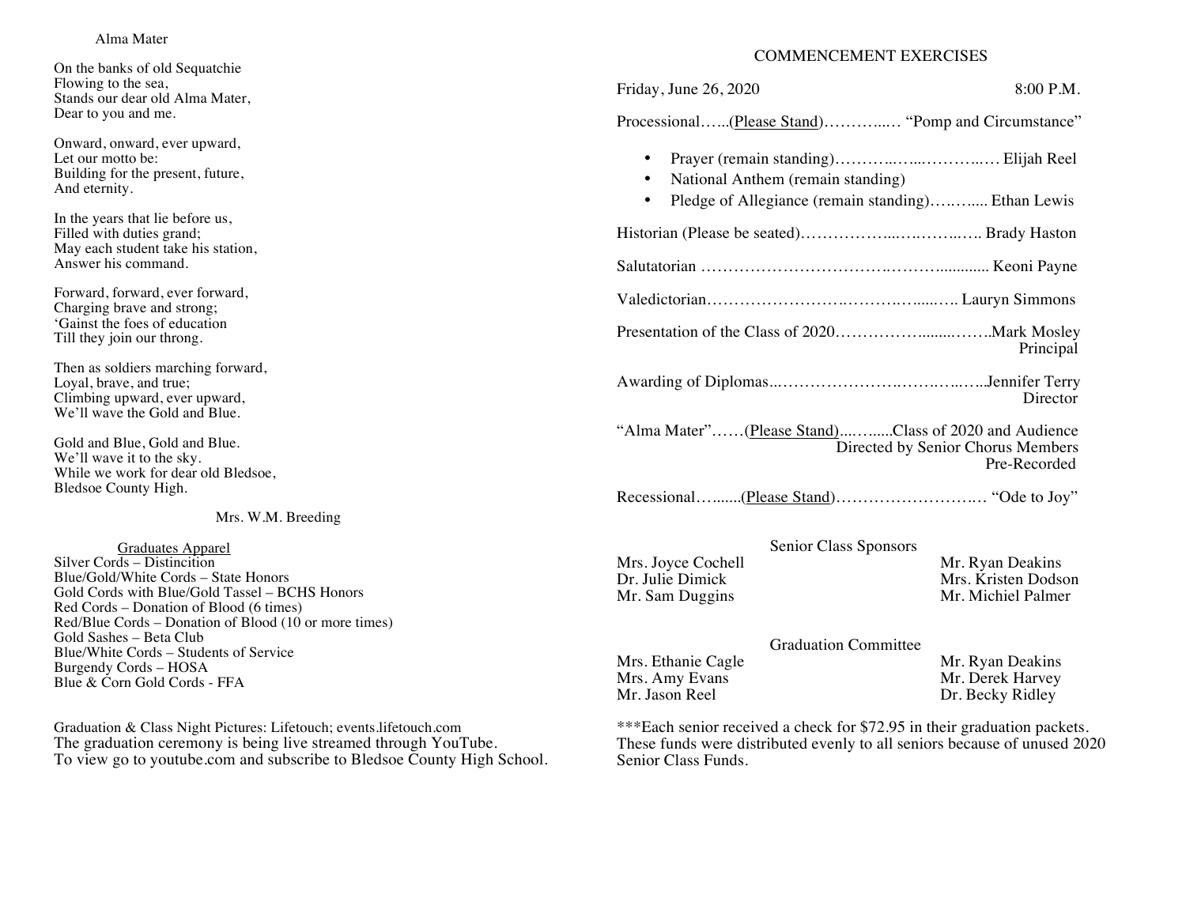## Alma Mater

On the banks of old Sequatchie
Flowing to the sea,
Stands our dear old Alma Mater,
Dear to you and me.

Onward, onward, ever upward,
Let our motto be:
Building for the present, future,
And eternity.

In the years that lie before us,
Filled with duties grand;
May each student take his station,
Answer his command.

Forward, forward, ever forward,
Charging brave and strong;
'Gainst the foes of education
Till they join our throng.

Then as soldiers marching forward,
Loyal, brave, and true;
Climbing upward, ever upward,
We'll wave the Gold and Blue.

Gold and Blue, Gold and Blue.
We'll wave it to the sky.
While we work for dear old Bledsoe,
Bledsoe County High.

Mrs. W.M. Breeding

### Graduates Apparel

Silver Cords – Distincition
Blue/Gold/White Cords – State Honors
Gold Cords with Blue/Gold Tassel – BCHS Honors
Red Cords – Donation of Blood (6 times)
Red/Blue Cords – Donation of Blood (10 or more times)
Gold Sashes – Beta Club
Blue/White Cords – Students of Service
Burgendy Cords – HOSA
Blue & Corn Gold Cords - FFA

Graduation & Class Night Pictures: Lifetouch; events.lifetouch.com
The graduation ceremony is being live streamed through YouTube.
To view go to youtube.com and subscribe to Bledsoe County High School.

## COMMENCEMENT EXERCISES

Friday, June 26, 2020 8:00 P.M.

Processional…...(Please Stand)………..… "Pomp and Circumstance"

- Prayer (remain standing)………..…...………..…. Elijah Reel
- National Anthem (remain standing)
- Pledge of Allegiance (remain standing)….….... Ethan Lewis

Historian (Please be seated)……………...….……..….. Brady Haston

Salutatorian ………………………………..……............ Keoni Payne

Valedictorian……………………….……….…....….. Lauryn Simmons

Presentation of the Class of 2020……………........…….Mark Mosley
Principal

Awarding of Diplomas..…………………….…….…..…..Jennifer Terry
Director

"Alma Mater"……(Please Stand)....…......Class of 2020 and Audience
Directed by Senior Chorus Members
Pre-Recorded

Recessional…......(Please Stand)………………………… "Ode to Joy"

### Senior Class Sponsors

Mrs. Joyce Cochell
Dr. Julie Dimick
Mr. Sam Duggins
Mr. Ryan Deakins
Mrs. Kristen Dodson
Mr. Michiel Palmer

### Graduation Committee

Mrs. Ethanie Cagle
Mrs. Amy Evans
Mr. Jason Reel
Mr. Ryan Deakins
Mr. Derek Harvey
Dr. Becky Ridley

***Each senior received a check for $72.95 in their graduation packets. These funds were distributed evenly to all seniors because of unused 2020 Senior Class Funds.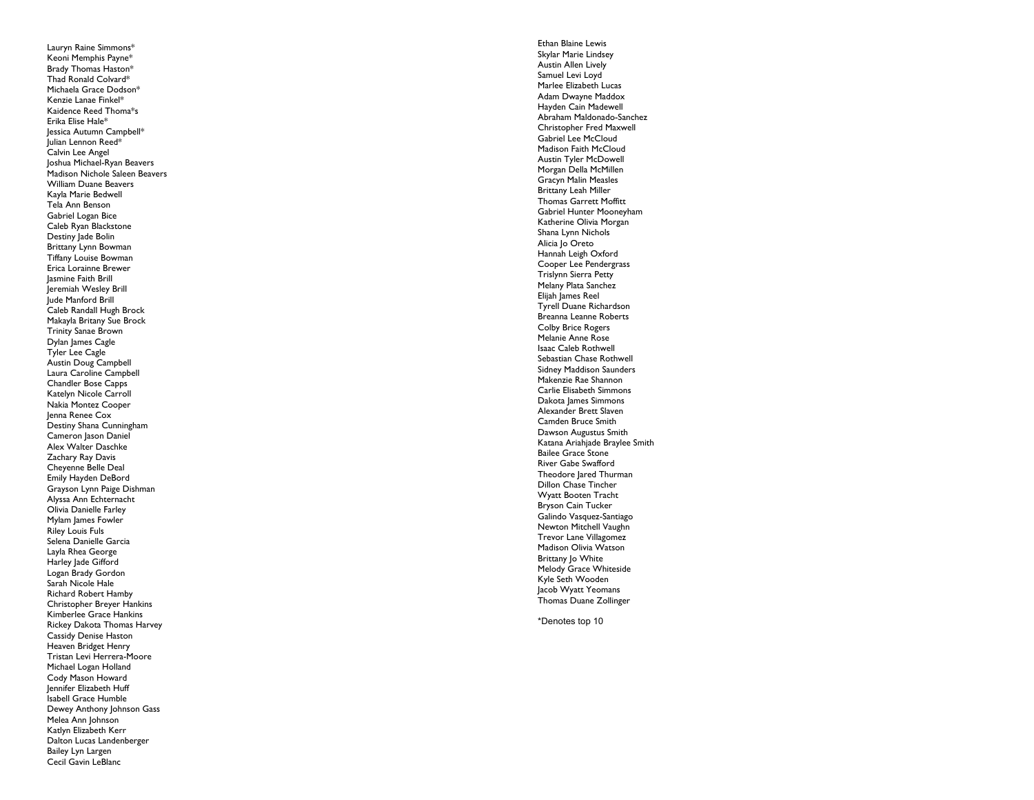Lauryn Raine Simmons*
Keoni Memphis Payne*
Brady Thomas Haston*
Thad Ronald Colvard*
Michaela Grace Dodson*
Kenzie Lanae Finkel*
Kaidence Reed Thoma*s
Erika Elise Hale*
Jessica Autumn Campbell*
Julian Lennon Reed*
Calvin Lee Angel
Joshua Michael-Ryan Beavers
Madison Nichole Saleen Beavers
William Duane Beavers
Kayla Marie Bedwell
Tela Ann Benson
Gabriel Logan Bice
Caleb Ryan Blackstone
Destiny Jade Bolin
Brittany Lynn Bowman
Tiffany Louise Bowman
Erica Lorainne Brewer
Jasmine Faith Brill
Jeremiah Wesley Brill
Jude Manford Brill
Caleb Randall Hugh Brock
Makayla Britany Sue Brock
Trinity Sanae Brown
Dylan James Cagle
Tyler Lee Cagle
Austin Doug Campbell
Laura Caroline Campbell
Chandler Bose Capps
Katelyn Nicole Carroll
Nakia Montez Cooper
Jenna Renee Cox
Destiny Shana Cunningham
Cameron Jason Daniel
Alex Walter Daschke
Zachary Ray Davis
Cheyenne Belle Deal
Emily Hayden DeBord
Grayson Lynn Paige Dishman
Alyssa Ann Echternacht
Olivia Danielle Farley
Mylam James Fowler
Riley Louis Fuls
Selena Danielle Garcia
Layla Rhea George
Harley Jade Gifford
Logan Brady Gordon
Sarah Nicole Hale
Richard Robert Hamby
Christopher Breyer Hankins
Kimberlee Grace Hankins
Rickey Dakota Thomas Harvey
Cassidy Denise Haston
Heaven Bridget Henry
Tristan Levi Herrera-Moore
Michael Logan Holland
Cody Mason Howard
Jennifer Elizabeth Huff
Isabell Grace Humble
Dewey Anthony Johnson Gass
Melea Ann Johnson
Katlyn Elizabeth Kerr
Dalton Lucas Landenberger
Bailey Lyn Largen
Cecil Gavin LeBlanc
Ethan Blaine Lewis
Skylar Marie Lindsey
Austin Allen Lively
Samuel Levi Loyd
Marlee Elizabeth Lucas
Adam Dwayne Maddox
Hayden Cain Madewell
Abraham Maldonado-Sanchez
Christopher Fred Maxwell
Gabriel Lee McCloud
Madison Faith McCloud
Austin Tyler McDowell
Morgan Della McMillen
Gracyn Malin Measles
Brittany Leah Miller
Thomas Garrett Moffitt
Gabriel Hunter Mooneyham
Katherine Olivia Morgan
Shana Lynn Nichols
Alicia Jo Oreto
Hannah Leigh Oxford
Cooper Lee Pendergrass
Trislynn Sierra Petty
Melany Plata Sanchez
Elijah James Reel
Tyrell Duane Richardson
Breanna Leanne Roberts
Colby Brice Rogers
Melanie Anne Rose
Isaac Caleb Rothwell
Sebastian Chase Rothwell
Sidney Maddison Saunders
Makenzie Rae Shannon
Carlie Elisabeth Simmons
Dakota James Simmons
Alexander Brett Slaven
Camden Bruce Smith
Dawson Augustus Smith
Katana Ariahjade Braylee Smith
Bailee Grace Stone
River Gabe Swafford
Theodore Jared Thurman
Dillon Chase Tincher
Wyatt Booten Tracht
Bryson Cain Tucker
Galindo Vasquez-Santiago
Newton Mitchell Vaughn
Trevor Lane Villagomez
Madison Olivia Watson
Brittany Jo White
Melody Grace Whiteside
Kyle Seth Wooden
Jacob Wyatt Yeomans
Thomas Duane Zollinger

*Denotes top 10